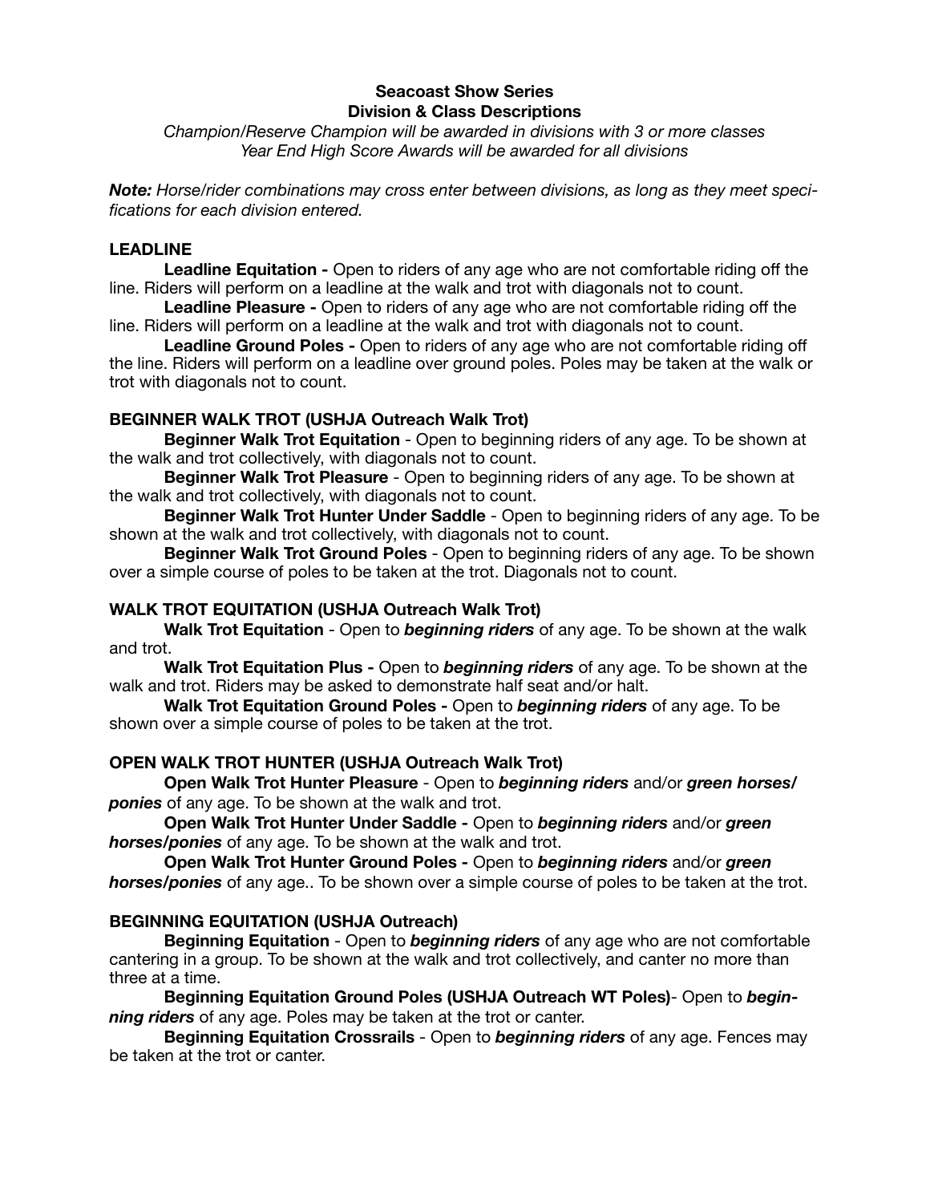# Seacoast Show Series
## Division & Class Descriptions

*Champion/Reserve Champion will be awarded in divisions with 3 or more classes*
*Year End High Score Awards will be awarded for all divisions*

***Note:*** *Horse/rider combinations may cross enter between divisions, as long as they meet specifications for each division entered.*

### LEADLINE

**Leadline Equitation -** Open to riders of any age who are not comfortable riding off the line. Riders will perform on a leadline at the walk and trot with diagonals not to count.

**Leadline Pleasure -** Open to riders of any age who are not comfortable riding off the line. Riders will perform on a leadline at the walk and trot with diagonals not to count.

**Leadline Ground Poles -** Open to riders of any age who are not comfortable riding off the line. Riders will perform on a leadline over ground poles. Poles may be taken at the walk or trot with diagonals not to count.

### BEGINNER WALK TROT (USHJA Outreach Walk Trot)

**Beginner Walk Trot Equitation** - Open to beginning riders of any age. To be shown at the walk and trot collectively, with diagonals not to count.

**Beginner Walk Trot Pleasure** - Open to beginning riders of any age. To be shown at the walk and trot collectively, with diagonals not to count.

**Beginner Walk Trot Hunter Under Saddle** - Open to beginning riders of any age. To be shown at the walk and trot collectively, with diagonals not to count.

**Beginner Walk Trot Ground Poles** - Open to beginning riders of any age. To be shown over a simple course of poles to be taken at the trot. Diagonals not to count.

### WALK TROT EQUITATION (USHJA Outreach Walk Trot)

**Walk Trot Equitation** - Open to ***beginning riders*** of any age. To be shown at the walk and trot.

**Walk Trot Equitation Plus -** Open to ***beginning riders*** of any age. To be shown at the walk and trot. Riders may be asked to demonstrate half seat and/or halt.

**Walk Trot Equitation Ground Poles -** Open to ***beginning riders*** of any age. To be shown over a simple course of poles to be taken at the trot.

### OPEN WALK TROT HUNTER (USHJA Outreach Walk Trot)

**Open Walk Trot Hunter Pleasure** - Open to ***beginning riders*** and/or ***green horses/ponies*** of any age. To be shown at the walk and trot.

**Open Walk Trot Hunter Under Saddle -** Open to ***beginning riders*** and/or ***green horses/ponies*** of any age. To be shown at the walk and trot.

**Open Walk Trot Hunter Ground Poles -** Open to ***beginning riders*** and/or ***green horses/ponies*** of any age.. To be shown over a simple course of poles to be taken at the trot.

### BEGINNING EQUITATION (USHJA Outreach)

**Beginning Equitation** - Open to ***beginning riders*** of any age who are not comfortable cantering in a group. To be shown at the walk and trot collectively, and canter no more than three at a time.

**Beginning Equitation Ground Poles (USHJA Outreach WT Poles)**- Open to ***beginning riders*** of any age. Poles may be taken at the trot or canter.

**Beginning Equitation Crossrails** - Open to ***beginning riders*** of any age. Fences may be taken at the trot or canter.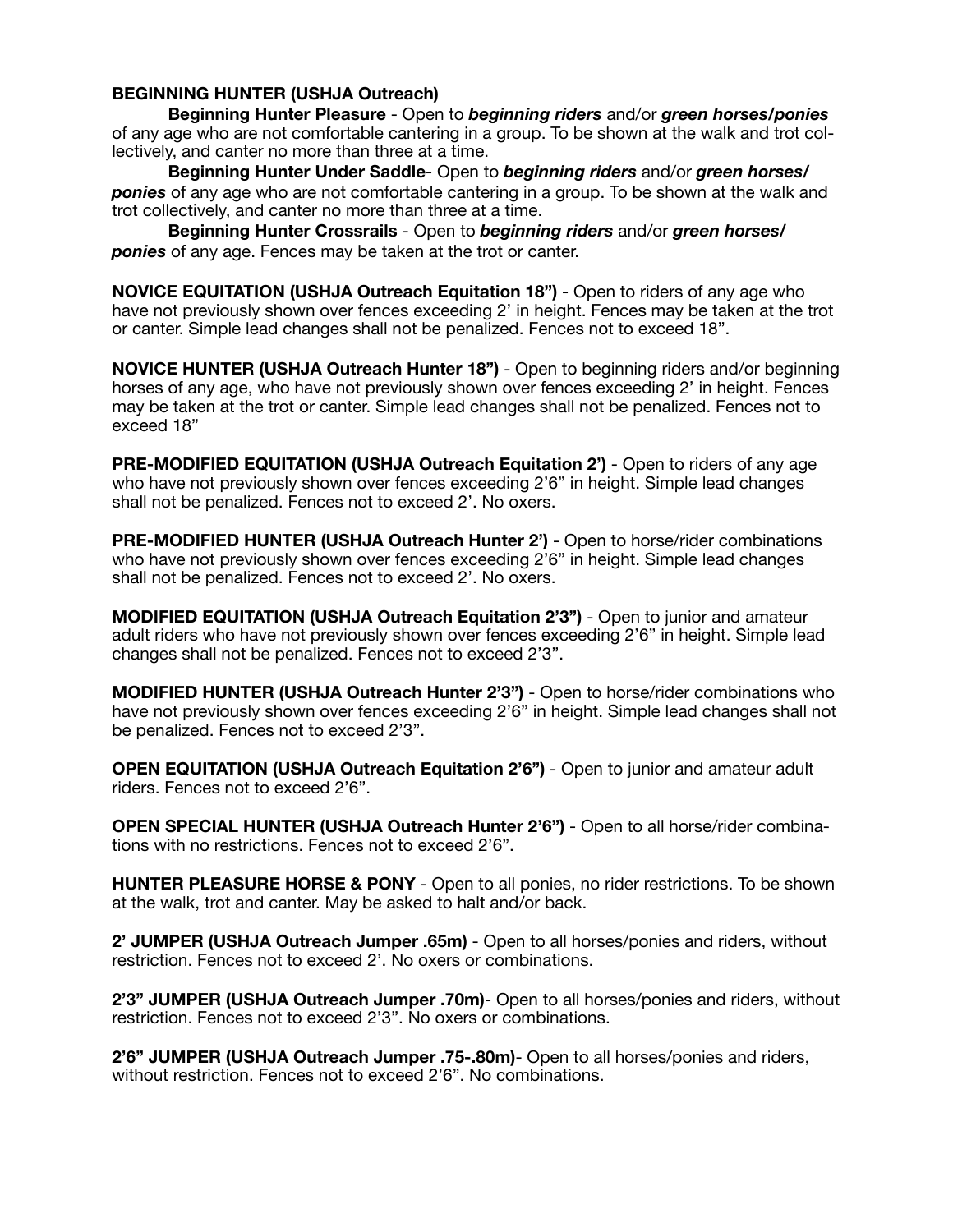**BEGINNING HUNTER (USHJA Outreach)**

**Beginning Hunter Pleasure** - Open to ***beginning riders*** and/or ***green horses/ponies*** of any age who are not comfortable cantering in a group. To be shown at the walk and trot collectively, and canter no more than three at a time.

**Beginning Hunter Under Saddle**- Open to ***beginning riders*** and/or ***green horses/ponies*** of any age who are not comfortable cantering in a group. To be shown at the walk and trot collectively, and canter no more than three at a time.

**Beginning Hunter Crossrails** - Open to ***beginning riders*** and/or ***green horses/ponies*** of any age. Fences may be taken at the trot or canter.

**NOVICE EQUITATION (USHJA Outreach Equitation 18")** - Open to riders of any age who have not previously shown over fences exceeding 2' in height. Fences may be taken at the trot or canter. Simple lead changes shall not be penalized. Fences not to exceed 18".

**NOVICE HUNTER (USHJA Outreach Hunter 18")** - Open to beginning riders and/or beginning horses of any age, who have not previously shown over fences exceeding 2' in height. Fences may be taken at the trot or canter. Simple lead changes shall not be penalized. Fences not to exceed 18"

**PRE-MODIFIED EQUITATION (USHJA Outreach Equitation 2')** - Open to riders of any age who have not previously shown over fences exceeding 2'6" in height. Simple lead changes shall not be penalized. Fences not to exceed 2'. No oxers.

**PRE-MODIFIED HUNTER (USHJA Outreach Hunter 2')** - Open to horse/rider combinations who have not previously shown over fences exceeding 2'6" in height. Simple lead changes shall not be penalized. Fences not to exceed 2'. No oxers.

**MODIFIED EQUITATION (USHJA Outreach Equitation 2'3")** - Open to junior and amateur adult riders who have not previously shown over fences exceeding 2'6" in height. Simple lead changes shall not be penalized. Fences not to exceed 2'3".

**MODIFIED HUNTER (USHJA Outreach Hunter 2'3")** - Open to horse/rider combinations who have not previously shown over fences exceeding 2'6" in height. Simple lead changes shall not be penalized. Fences not to exceed 2'3".

**OPEN EQUITATION (USHJA Outreach Equitation 2'6")** - Open to junior and amateur adult riders. Fences not to exceed 2'6".

**OPEN SPECIAL HUNTER (USHJA Outreach Hunter 2'6")** - Open to all horse/rider combinations with no restrictions. Fences not to exceed 2'6".

**HUNTER PLEASURE HORSE & PONY** - Open to all ponies, no rider restrictions. To be shown at the walk, trot and canter. May be asked to halt and/or back.

**2' JUMPER (USHJA Outreach Jumper .65m)** - Open to all horses/ponies and riders, without restriction. Fences not to exceed 2'. No oxers or combinations.

**2'3" JUMPER (USHJA Outreach Jumper .70m)**- Open to all horses/ponies and riders, without restriction. Fences not to exceed 2'3". No oxers or combinations.

**2'6" JUMPER (USHJA Outreach Jumper .75-.80m)**- Open to all horses/ponies and riders, without restriction. Fences not to exceed 2'6". No combinations.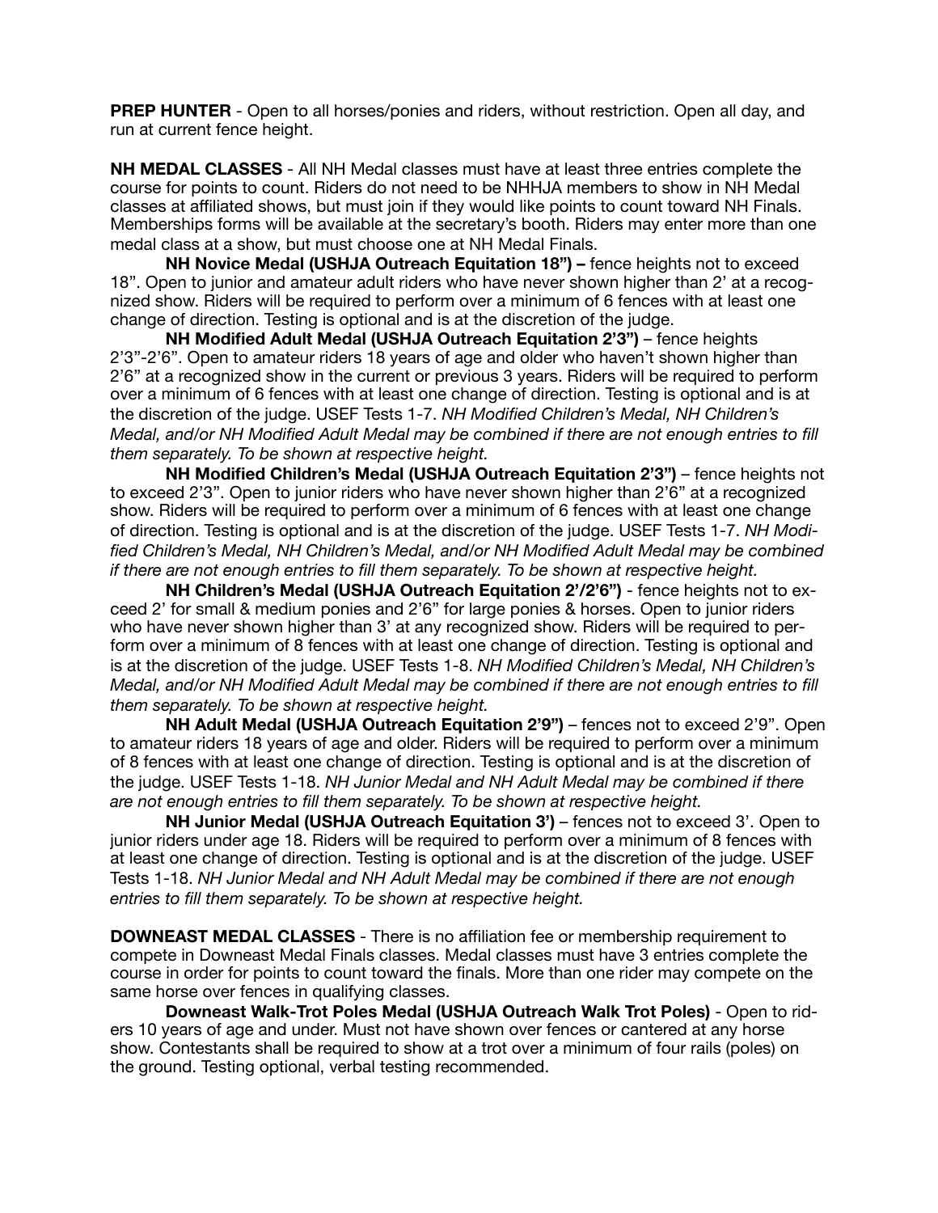**PREP HUNTER** - Open to all horses/ponies and riders, without restriction. Open all day, and run at current fence height.

**NH MEDAL CLASSES** - All NH Medal classes must have at least three entries complete the course for points to count. Riders do not need to be NHHJA members to show in NH Medal classes at affiliated shows, but must join if they would like points to count toward NH Finals. Memberships forms will be available at the secretary's booth. Riders may enter more than one medal class at a show, but must choose one at NH Medal Finals.

**NH Novice Medal (USHJA Outreach Equitation 18") –** fence heights not to exceed 18". Open to junior and amateur adult riders who have never shown higher than 2' at a recognized show. Riders will be required to perform over a minimum of 6 fences with at least one change of direction. Testing is optional and is at the discretion of the judge.

**NH Modified Adult Medal (USHJA Outreach Equitation 2'3")** – fence heights 2'3"-2'6". Open to amateur riders 18 years of age and older who haven't shown higher than 2'6" at a recognized show in the current or previous 3 years. Riders will be required to perform over a minimum of 6 fences with at least one change of direction. Testing is optional and is at the discretion of the judge. USEF Tests 1-7. *NH Modified Children's Medal, NH Children's Medal, and/or NH Modified Adult Medal may be combined if there are not enough entries to fill them separately. To be shown at respective height.*

**NH Modified Children's Medal (USHJA Outreach Equitation 2'3")** – fence heights not to exceed 2'3". Open to junior riders who have never shown higher than 2'6" at a recognized show. Riders will be required to perform over a minimum of 6 fences with at least one change of direction. Testing is optional and is at the discretion of the judge. USEF Tests 1-7. *NH Modified Children's Medal, NH Children's Medal, and/or NH Modified Adult Medal may be combined if there are not enough entries to fill them separately. To be shown at respective height.*

**NH Children's Medal (USHJA Outreach Equitation 2'/2'6")** - fence heights not to exceed 2' for small & medium ponies and 2'6" for large ponies & horses. Open to junior riders who have never shown higher than 3' at any recognized show. Riders will be required to perform over a minimum of 8 fences with at least one change of direction. Testing is optional and is at the discretion of the judge. USEF Tests 1-8. *NH Modified Children's Medal, NH Children's Medal, and/or NH Modified Adult Medal may be combined if there are not enough entries to fill them separately. To be shown at respective height.*

**NH Adult Medal (USHJA Outreach Equitation 2'9")** – fences not to exceed 2'9". Open to amateur riders 18 years of age and older. Riders will be required to perform over a minimum of 8 fences with at least one change of direction. Testing is optional and is at the discretion of the judge. USEF Tests 1-18. *NH Junior Medal and NH Adult Medal may be combined if there are not enough entries to fill them separately. To be shown at respective height.*

**NH Junior Medal (USHJA Outreach Equitation 3')** – fences not to exceed 3'. Open to junior riders under age 18. Riders will be required to perform over a minimum of 8 fences with at least one change of direction. Testing is optional and is at the discretion of the judge. USEF Tests 1-18. *NH Junior Medal and NH Adult Medal may be combined if there are not enough entries to fill them separately. To be shown at respective height.*

**DOWNEAST MEDAL CLASSES** - There is no affiliation fee or membership requirement to compete in Downeast Medal Finals classes. Medal classes must have 3 entries complete the course in order for points to count toward the finals. More than one rider may compete on the same horse over fences in qualifying classes.

**Downeast Walk-Trot Poles Medal (USHJA Outreach Walk Trot Poles)** - Open to riders 10 years of age and under. Must not have shown over fences or cantered at any horse show. Contestants shall be required to show at a trot over a minimum of four rails (poles) on the ground. Testing optional, verbal testing recommended.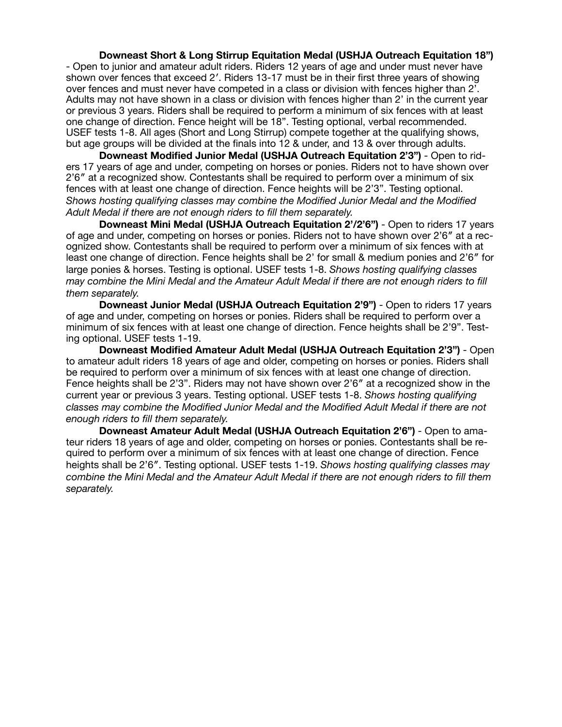**Downeast Short & Long Stirrup Equitation Medal (USHJA Outreach Equitation 18")** - Open to junior and amateur adult riders. Riders 12 years of age and under must never have shown over fences that exceed 2′. Riders 13-17 must be in their first three years of showing over fences and must never have competed in a class or division with fences higher than 2'. Adults may not have shown in a class or division with fences higher than 2' in the current year or previous 3 years. Riders shall be required to perform a minimum of six fences with at least one change of direction. Fence height will be 18". Testing optional, verbal recommended. USEF tests 1-8. All ages (Short and Long Stirrup) compete together at the qualifying shows, but age groups will be divided at the finals into 12 & under, and 13 & over through adults.

**Downeast Modified Junior Medal (USHJA Outreach Equitation 2'3")** - Open to riders 17 years of age and under, competing on horses or ponies. Riders not to have shown over 2'6″ at a recognized show. Contestants shall be required to perform over a minimum of six fences with at least one change of direction. Fence heights will be 2'3". Testing optional. *Shows hosting qualifying classes may combine the Modified Junior Medal and the Modified Adult Medal if there are not enough riders to fill them separately.*

**Downeast Mini Medal (USHJA Outreach Equitation 2'/2'6")** - Open to riders 17 years of age and under, competing on horses or ponies. Riders not to have shown over 2'6″ at a recognized show. Contestants shall be required to perform over a minimum of six fences with at least one change of direction. Fence heights shall be 2' for small & medium ponies and 2'6″ for large ponies & horses. Testing is optional. USEF tests 1-8. *Shows hosting qualifying classes may combine the Mini Medal and the Amateur Adult Medal if there are not enough riders to fill them separately.*

**Downeast Junior Medal (USHJA Outreach Equitation 2'9")** - Open to riders 17 years of age and under, competing on horses or ponies. Riders shall be required to perform over a minimum of six fences with at least one change of direction. Fence heights shall be 2'9". Testing optional. USEF tests 1-19.

**Downeast Modified Amateur Adult Medal (USHJA Outreach Equitation 2'3")** - Open to amateur adult riders 18 years of age and older, competing on horses or ponies. Riders shall be required to perform over a minimum of six fences with at least one change of direction. Fence heights shall be 2'3". Riders may not have shown over 2'6″ at a recognized show in the current year or previous 3 years. Testing optional. USEF tests 1-8. *Shows hosting qualifying classes may combine the Modified Junior Medal and the Modified Adult Medal if there are not enough riders to fill them separately.*

**Downeast Amateur Adult Medal (USHJA Outreach Equitation 2'6")** - Open to amateur riders 18 years of age and older, competing on horses or ponies. Contestants shall be required to perform over a minimum of six fences with at least one change of direction. Fence heights shall be 2'6″. Testing optional. USEF tests 1-19. *Shows hosting qualifying classes may combine the Mini Medal and the Amateur Adult Medal if there are not enough riders to fill them separately.*